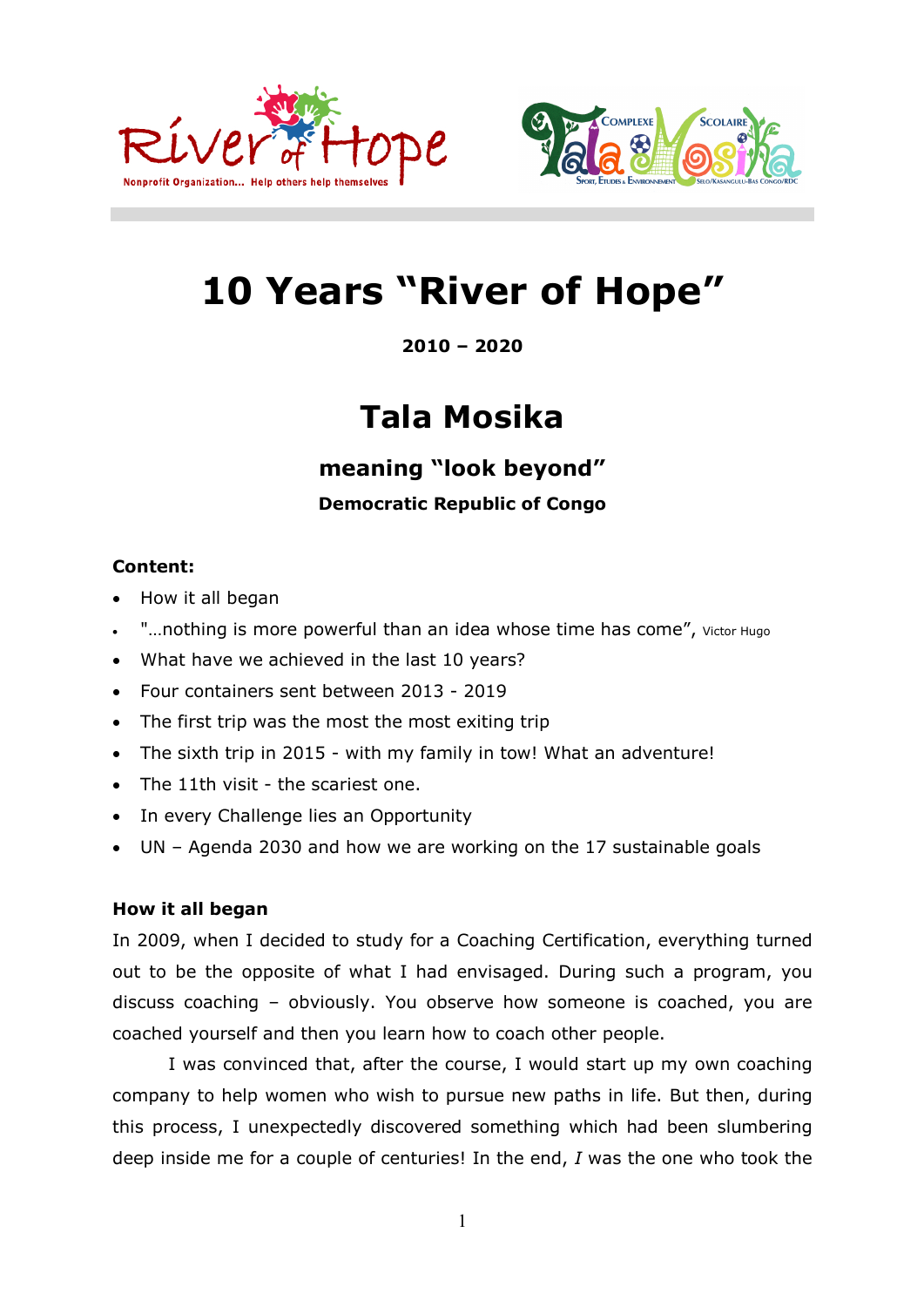# 10 Years "River of Hope"

**2010 – 2020**

# Tala Mosika

## meaning "look beyond"

**Democratic Republic of Congo**

**Content:**

- How it all began
- "…nothing is more powerful than an idea whose time has come", Victor Hugo
- What have we achieved in the last 10 years?
- Four containers sent between 2013 - 2019
- The first trip was the most the most exiting trip
- The sixth trip in 2015 - with my family in tow! What an adventure!
- The 11th visit - the scariest one.
- In every Challenge lies an Opportunity
- UN – Agenda 2030 and how we are working on the 17 sustainable goals

**How it all began**

In 2009, when I decided to study for a Coaching Certification, everything turned out to be the opposite of what I had envisaged. During such a program, you discuss coaching – obviously. You observe how someone is coached, you are coached yourself and then you learn how to coach other people.

I was convinced that, after the course, I would start up my own coaching company to help women who wish to pursue new paths in life. But then, during this process, I unexpectedly discovered something which had been slumbering deep inside me for a couple of centuries! In the end, *I* was the one who took the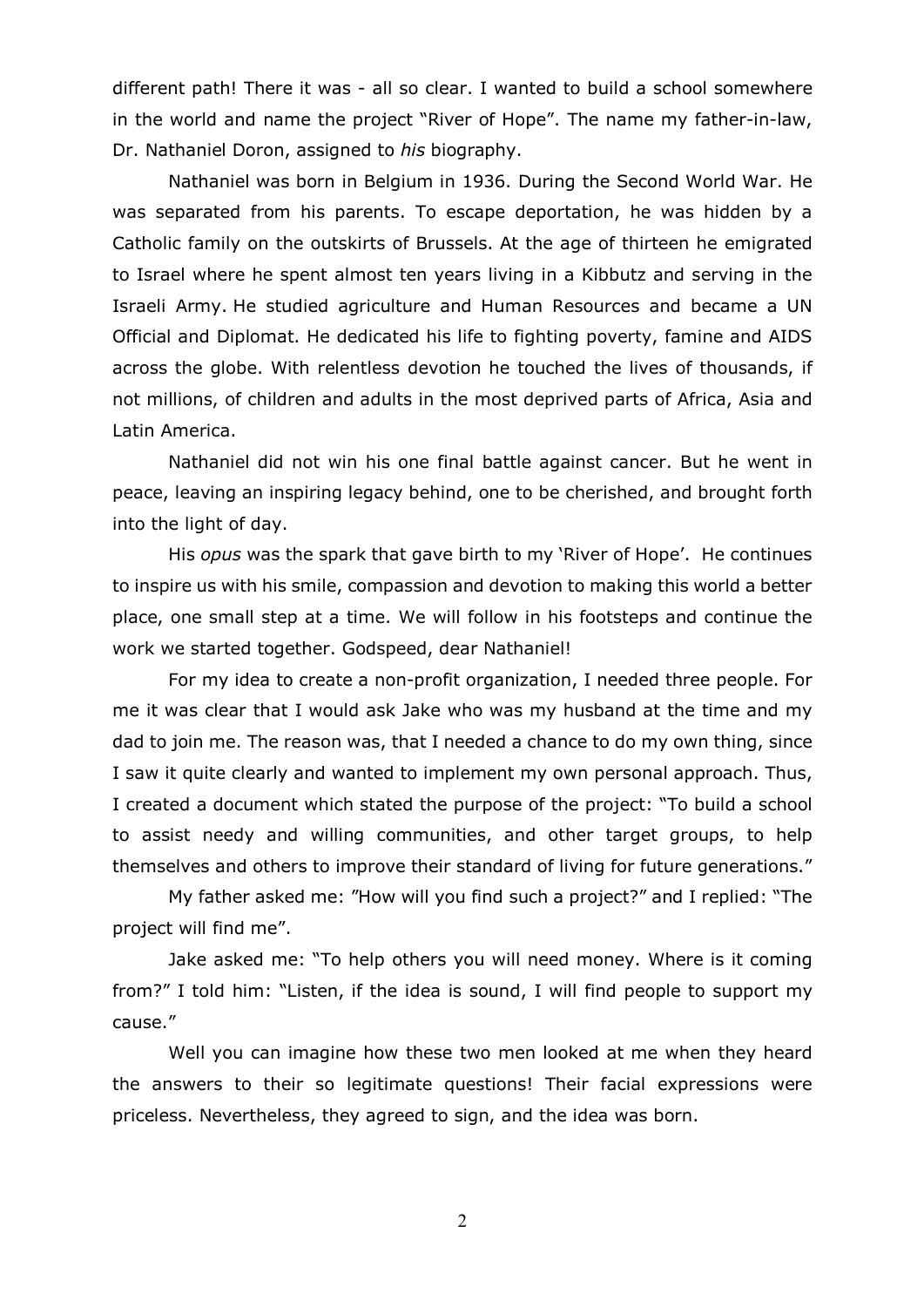different path! There it was - all so clear. I wanted to build a school somewhere in the world and name the project "River of Hope". The name my father-in-law, Dr. Nathaniel Doron, assigned to *his* biography.

Nathaniel was born in Belgium in 1936. During the Second World War. He was separated from his parents. To escape deportation, he was hidden by a Catholic family on the outskirts of Brussels. At the age of thirteen he emigrated to Israel where he spent almost ten years living in a Kibbutz and serving in the Israeli Army. He studied agriculture and Human Resources and became a UN Official and Diplomat. He dedicated his life to fighting poverty, famine and AIDS across the globe. With relentless devotion he touched the lives of thousands, if not millions, of children and adults in the most deprived parts of Africa, Asia and Latin America.

Nathaniel did not win his one final battle against cancer. But he went in peace, leaving an inspiring legacy behind, one to be cherished, and brought forth into the light of day.

His *opus* was the spark that gave birth to my 'River of Hope'. He continues to inspire us with his smile, compassion and devotion to making this world a better place, one small step at a time. We will follow in his footsteps and continue the work we started together. Godspeed, dear Nathaniel!

For my idea to create a non-profit organization, I needed three people. For me it was clear that I would ask Jake who was my husband at the time and my dad to join me. The reason was, that I needed a chance to do my own thing, since I saw it quite clearly and wanted to implement my own personal approach. Thus, I created a document which stated the purpose of the project: "To build a school to assist needy and willing communities, and other target groups, to help themselves and others to improve their standard of living for future generations."

My father asked me: "How will you find such a project?" and I replied: "The project will find me".

Jake asked me: "To help others you will need money. Where is it coming from?" I told him: "Listen, if the idea is sound, I will find people to support my cause."

Well you can imagine how these two men looked at me when they heard the answers to their so legitimate questions! Their facial expressions were priceless. Nevertheless, they agreed to sign, and the idea was born.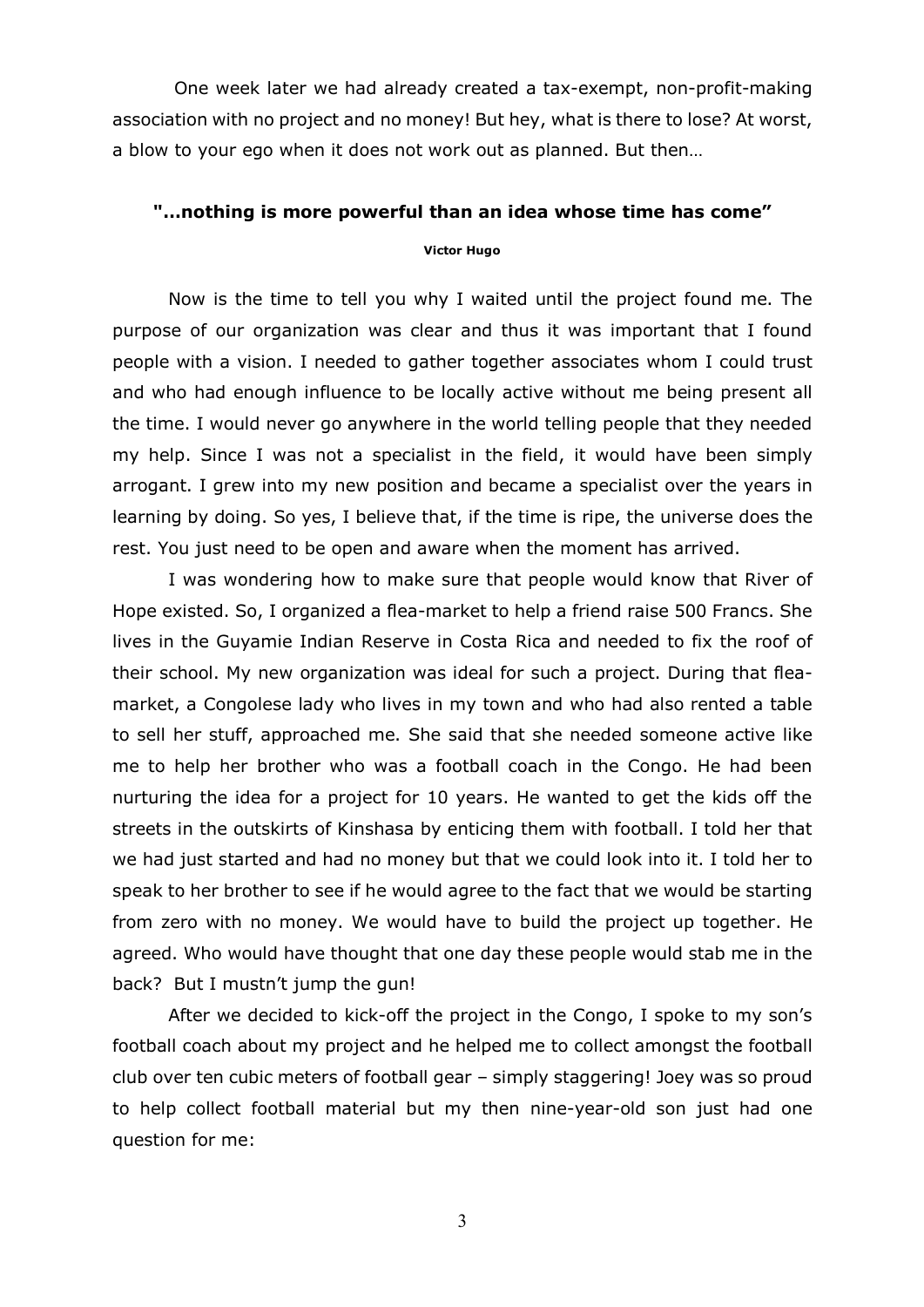One week later we had already created a tax-exempt, non-profit-making association with no project and no money! But hey, what is there to lose? At worst, a blow to your ego when it does not work out as planned. But then…

**"…nothing is more powerful than an idea whose time has come"**

**Victor Hugo**

Now is the time to tell you why I waited until the project found me. The purpose of our organization was clear and thus it was important that I found people with a vision. I needed to gather together associates whom I could trust and who had enough influence to be locally active without me being present all the time. I would never go anywhere in the world telling people that they needed my help. Since I was not a specialist in the field, it would have been simply arrogant. I grew into my new position and became a specialist over the years in learning by doing. So yes, I believe that, if the time is ripe, the universe does the rest. You just need to be open and aware when the moment has arrived.

I was wondering how to make sure that people would know that River of Hope existed. So, I organized a flea-market to help a friend raise 500 Francs. She lives in the Guyamie Indian Reserve in Costa Rica and needed to fix the roof of their school. My new organization was ideal for such a project. During that flea-market, a Congolese lady who lives in my town and who had also rented a table to sell her stuff, approached me. She said that she needed someone active like me to help her brother who was a football coach in the Congo. He had been nurturing the idea for a project for 10 years. He wanted to get the kids off the streets in the outskirts of Kinshasa by enticing them with football. I told her that we had just started and had no money but that we could look into it. I told her to speak to her brother to see if he would agree to the fact that we would be starting from zero with no money. We would have to build the project up together. He agreed. Who would have thought that one day these people would stab me in the back? But I mustn't jump the gun!

After we decided to kick-off the project in the Congo, I spoke to my son's football coach about my project and he helped me to collect amongst the football club over ten cubic meters of football gear – simply staggering! Joey was so proud to help collect football material but my then nine-year-old son just had one question for me: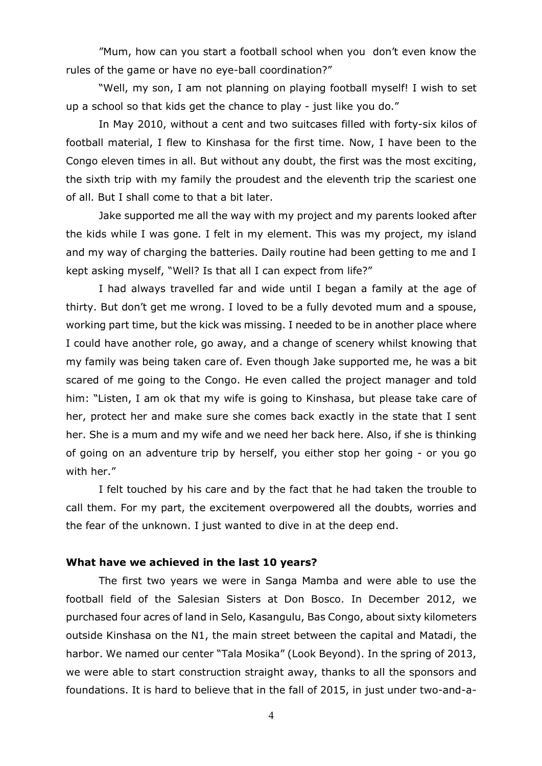"Mum, how can you start a football school when you don't even know the rules of the game or have no eye-ball coordination?"

"Well, my son, I am not planning on playing football myself! I wish to set up a school so that kids get the chance to play - just like you do."

In May 2010, without a cent and two suitcases filled with forty-six kilos of football material, I flew to Kinshasa for the first time. Now, I have been to the Congo eleven times in all. But without any doubt, the first was the most exciting, the sixth trip with my family the proudest and the eleventh trip the scariest one of all. But I shall come to that a bit later.

Jake supported me all the way with my project and my parents looked after the kids while I was gone. I felt in my element. This was my project, my island and my way of charging the batteries. Daily routine had been getting to me and I kept asking myself, "Well? Is that all I can expect from life?"

I had always travelled far and wide until I began a family at the age of thirty. But don't get me wrong. I loved to be a fully devoted mum and a spouse, working part time, but the kick was missing. I needed to be in another place where I could have another role, go away, and a change of scenery whilst knowing that my family was being taken care of. Even though Jake supported me, he was a bit scared of me going to the Congo. He even called the project manager and told him: "Listen, I am ok that my wife is going to Kinshasa, but please take care of her, protect her and make sure she comes back exactly in the state that I sent her. She is a mum and my wife and we need her back here. Also, if she is thinking of going on an adventure trip by herself, you either stop her going - or you go with her."

I felt touched by his care and by the fact that he had taken the trouble to call them. For my part, the excitement overpowered all the doubts, worries and the fear of the unknown. I just wanted to dive in at the deep end.

**What have we achieved in the last 10 years?**

The first two years we were in Sanga Mamba and were able to use the football field of the Salesian Sisters at Don Bosco. In December 2012, we purchased four acres of land in Selo, Kasangulu, Bas Congo, about sixty kilometers outside Kinshasa on the N1, the main street between the capital and Matadi, the harbor. We named our center "Tala Mosika" (Look Beyond). In the spring of 2013, we were able to start construction straight away, thanks to all the sponsors and foundations. It is hard to believe that in the fall of 2015, in just under two-and-a-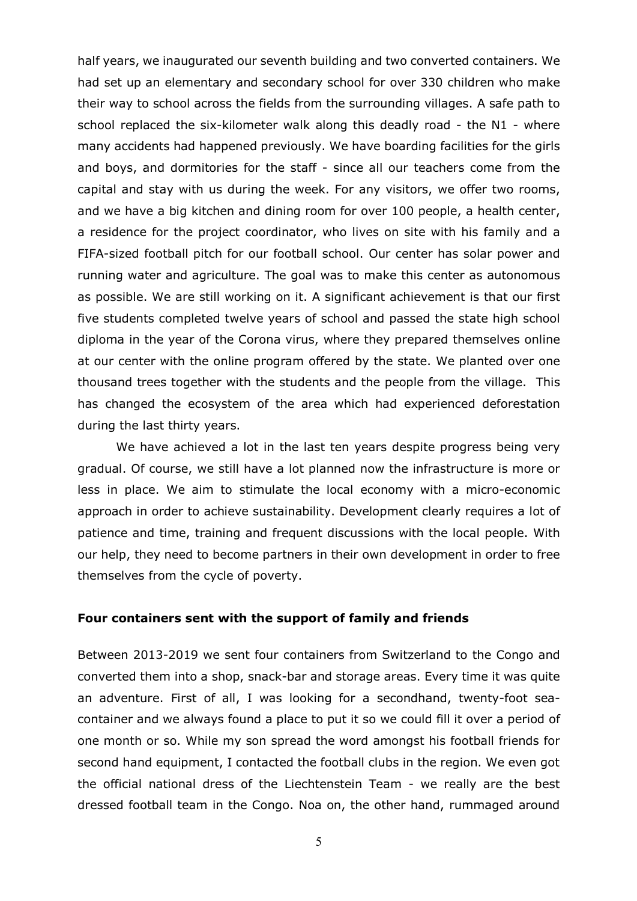half years, we inaugurated our seventh building and two converted containers. We had set up an elementary and secondary school for over 330 children who make their way to school across the fields from the surrounding villages. A safe path to school replaced the six-kilometer walk along this deadly road - the N1 - where many accidents had happened previously. We have boarding facilities for the girls and boys, and dormitories for the staff - since all our teachers come from the capital and stay with us during the week. For any visitors, we offer two rooms, and we have a big kitchen and dining room for over 100 people, a health center, a residence for the project coordinator, who lives on site with his family and a FIFA-sized football pitch for our football school. Our center has solar power and running water and agriculture. The goal was to make this center as autonomous as possible. We are still working on it. A significant achievement is that our first five students completed twelve years of school and passed the state high school diploma in the year of the Corona virus, where they prepared themselves online at our center with the online program offered by the state. We planted over one thousand trees together with the students and the people from the village. This has changed the ecosystem of the area which had experienced deforestation during the last thirty years.

We have achieved a lot in the last ten years despite progress being very gradual. Of course, we still have a lot planned now the infrastructure is more or less in place. We aim to stimulate the local economy with a micro-economic approach in order to achieve sustainability. Development clearly requires a lot of patience and time, training and frequent discussions with the local people. With our help, they need to become partners in their own development in order to free themselves from the cycle of poverty.

**Four containers sent with the support of family and friends**

Between 2013-2019 we sent four containers from Switzerland to the Congo and converted them into a shop, snack-bar and storage areas. Every time it was quite an adventure. First of all, I was looking for a secondhand, twenty-foot sea-container and we always found a place to put it so we could fill it over a period of one month or so. While my son spread the word amongst his football friends for second hand equipment, I contacted the football clubs in the region. We even got the official national dress of the Liechtenstein Team - we really are the best dressed football team in the Congo. Noa on, the other hand, rummaged around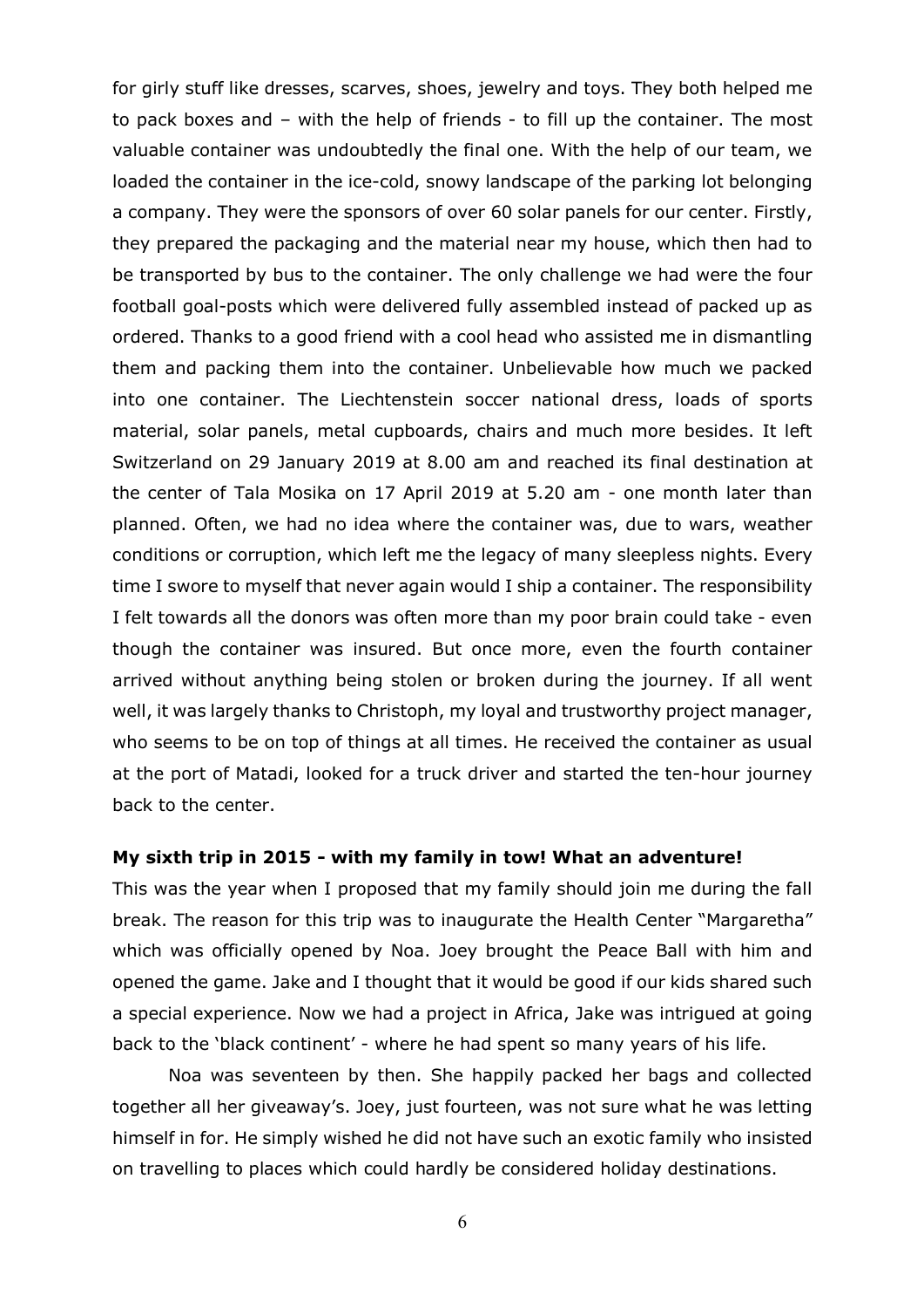for girly stuff like dresses, scarves, shoes, jewelry and toys. They both helped me to pack boxes and – with the help of friends - to fill up the container. The most valuable container was undoubtedly the final one. With the help of our team, we loaded the container in the ice-cold, snowy landscape of the parking lot belonging a company. They were the sponsors of over 60 solar panels for our center. Firstly, they prepared the packaging and the material near my house, which then had to be transported by bus to the container. The only challenge we had were the four football goal-posts which were delivered fully assembled instead of packed up as ordered. Thanks to a good friend with a cool head who assisted me in dismantling them and packing them into the container. Unbelievable how much we packed into one container. The Liechtenstein soccer national dress, loads of sports material, solar panels, metal cupboards, chairs and much more besides. It left Switzerland on 29 January 2019 at 8.00 am and reached its final destination at the center of Tala Mosika on 17 April 2019 at 5.20 am - one month later than planned. Often, we had no idea where the container was, due to wars, weather conditions or corruption, which left me the legacy of many sleepless nights. Every time I swore to myself that never again would I ship a container. The responsibility I felt towards all the donors was often more than my poor brain could take - even though the container was insured. But once more, even the fourth container arrived without anything being stolen or broken during the journey. If all went well, it was largely thanks to Christoph, my loyal and trustworthy project manager, who seems to be on top of things at all times. He received the container as usual at the port of Matadi, looked for a truck driver and started the ten-hour journey back to the center.

**My sixth trip in 2015 - with my family in tow! What an adventure!**

This was the year when I proposed that my family should join me during the fall break. The reason for this trip was to inaugurate the Health Center "Margaretha" which was officially opened by Noa. Joey brought the Peace Ball with him and opened the game. Jake and I thought that it would be good if our kids shared such a special experience. Now we had a project in Africa, Jake was intrigued at going back to the 'black continent' - where he had spent so many years of his life.

Noa was seventeen by then. She happily packed her bags and collected together all her giveaway's. Joey, just fourteen, was not sure what he was letting himself in for. He simply wished he did not have such an exotic family who insisted on travelling to places which could hardly be considered holiday destinations.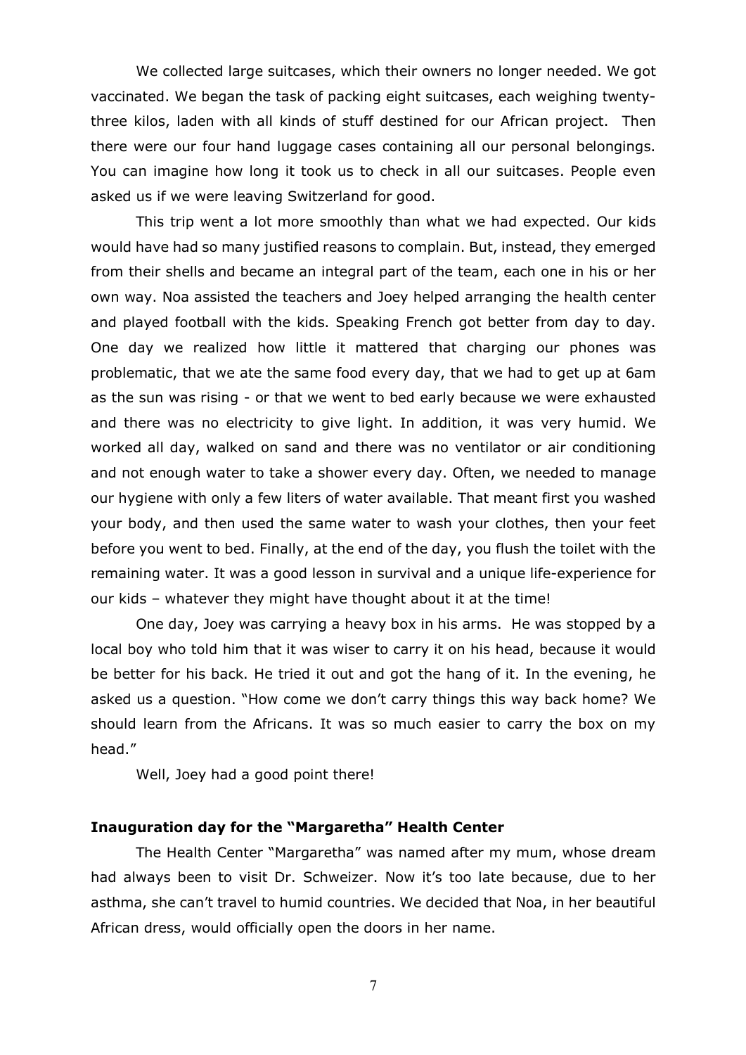We collected large suitcases, which their owners no longer needed. We got vaccinated. We began the task of packing eight suitcases, each weighing twenty-three kilos, laden with all kinds of stuff destined for our African project. Then there were our four hand luggage cases containing all our personal belongings. You can imagine how long it took us to check in all our suitcases. People even asked us if we were leaving Switzerland for good.

This trip went a lot more smoothly than what we had expected. Our kids would have had so many justified reasons to complain. But, instead, they emerged from their shells and became an integral part of the team, each one in his or her own way. Noa assisted the teachers and Joey helped arranging the health center and played football with the kids. Speaking French got better from day to day. One day we realized how little it mattered that charging our phones was problematic, that we ate the same food every day, that we had to get up at 6am as the sun was rising - or that we went to bed early because we were exhausted and there was no electricity to give light. In addition, it was very humid. We worked all day, walked on sand and there was no ventilator or air conditioning and not enough water to take a shower every day. Often, we needed to manage our hygiene with only a few liters of water available. That meant first you washed your body, and then used the same water to wash your clothes, then your feet before you went to bed. Finally, at the end of the day, you flush the toilet with the remaining water. It was a good lesson in survival and a unique life-experience for our kids – whatever they might have thought about it at the time!

One day, Joey was carrying a heavy box in his arms. He was stopped by a local boy who told him that it was wiser to carry it on his head, because it would be better for his back. He tried it out and got the hang of it. In the evening, he asked us a question. "How come we don't carry things this way back home? We should learn from the Africans. It was so much easier to carry the box on my head."

Well, Joey had a good point there!

**Inauguration day for the "Margaretha" Health Center**

The Health Center "Margaretha" was named after my mum, whose dream had always been to visit Dr. Schweizer. Now it's too late because, due to her asthma, she can't travel to humid countries. We decided that Noa, in her beautiful African dress, would officially open the doors in her name.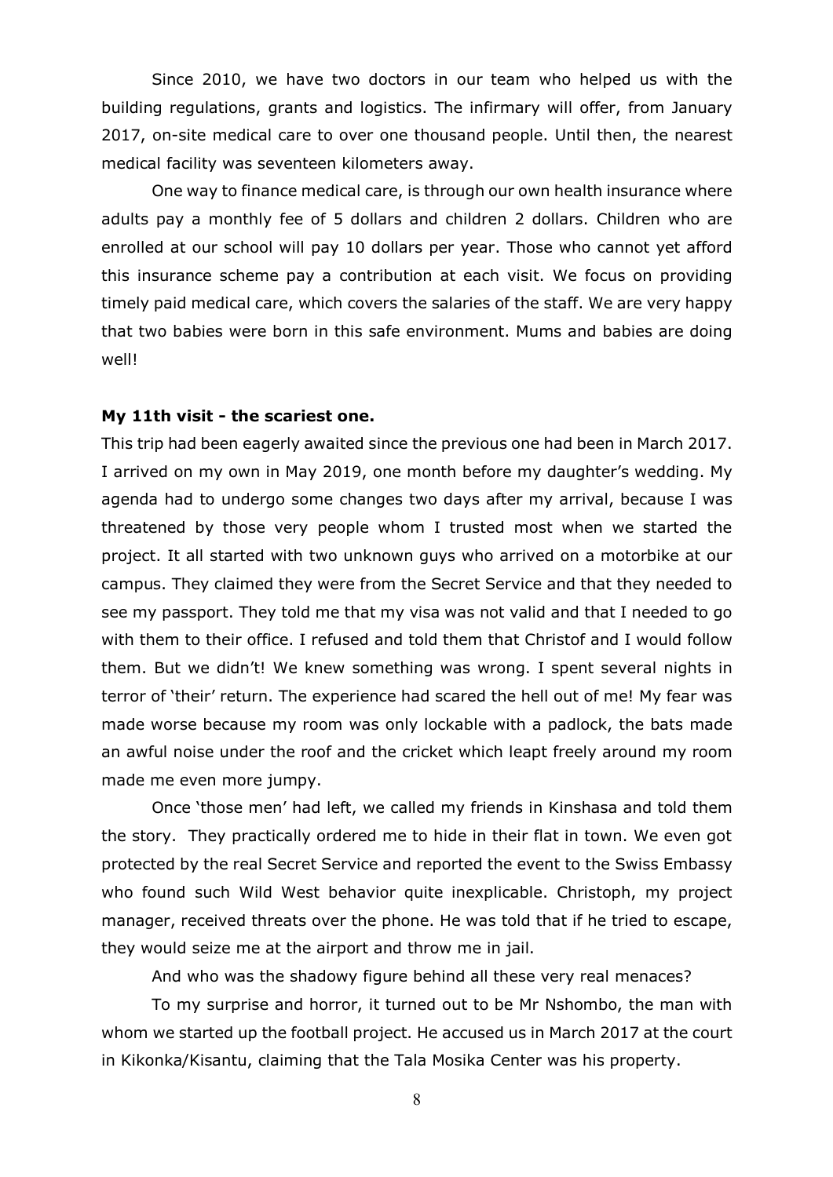Since 2010, we have two doctors in our team who helped us with the building regulations, grants and logistics. The infirmary will offer, from January 2017, on-site medical care to over one thousand people. Until then, the nearest medical facility was seventeen kilometers away.

One way to finance medical care, is through our own health insurance where adults pay a monthly fee of 5 dollars and children 2 dollars. Children who are enrolled at our school will pay 10 dollars per year. Those who cannot yet afford this insurance scheme pay a contribution at each visit. We focus on providing timely paid medical care, which covers the salaries of the staff. We are very happy that two babies were born in this safe environment. Mums and babies are doing well!

**My 11th visit - the scariest one.**

This trip had been eagerly awaited since the previous one had been in March 2017. I arrived on my own in May 2019, one month before my daughter's wedding. My agenda had to undergo some changes two days after my arrival, because I was threatened by those very people whom I trusted most when we started the project. It all started with two unknown guys who arrived on a motorbike at our campus. They claimed they were from the Secret Service and that they needed to see my passport. They told me that my visa was not valid and that I needed to go with them to their office. I refused and told them that Christof and I would follow them. But we didn't! We knew something was wrong. I spent several nights in terror of 'their' return. The experience had scared the hell out of me! My fear was made worse because my room was only lockable with a padlock, the bats made an awful noise under the roof and the cricket which leapt freely around my room made me even more jumpy.

Once 'those men' had left, we called my friends in Kinshasa and told them the story. They practically ordered me to hide in their flat in town. We even got protected by the real Secret Service and reported the event to the Swiss Embassy who found such Wild West behavior quite inexplicable. Christoph, my project manager, received threats over the phone. He was told that if he tried to escape, they would seize me at the airport and throw me in jail.

And who was the shadowy figure behind all these very real menaces?

To my surprise and horror, it turned out to be Mr Nshombo, the man with whom we started up the football project. He accused us in March 2017 at the court in Kikonka/Kisantu, claiming that the Tala Mosika Center was his property.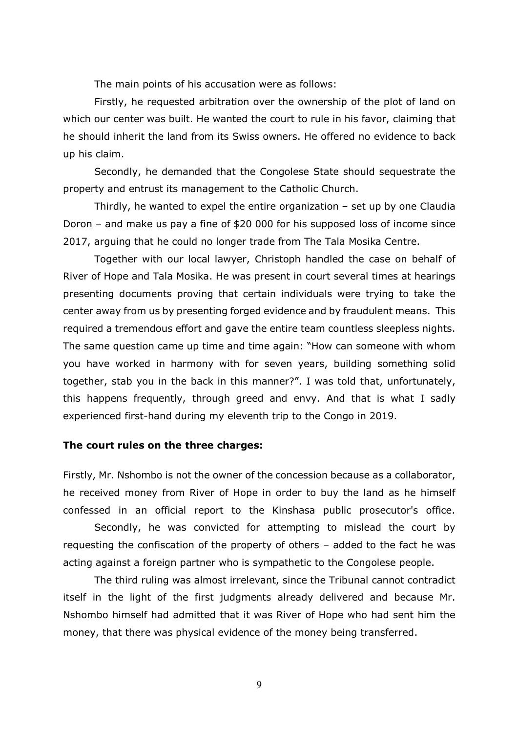The main points of his accusation were as follows:

Firstly, he requested arbitration over the ownership of the plot of land on which our center was built. He wanted the court to rule in his favor, claiming that he should inherit the land from its Swiss owners. He offered no evidence to back up his claim.

Secondly, he demanded that the Congolese State should sequestrate the property and entrust its management to the Catholic Church.

Thirdly, he wanted to expel the entire organization – set up by one Claudia Doron – and make us pay a fine of $20 000 for his supposed loss of income since 2017, arguing that he could no longer trade from The Tala Mosika Centre.

Together with our local lawyer, Christoph handled the case on behalf of River of Hope and Tala Mosika. He was present in court several times at hearings presenting documents proving that certain individuals were trying to take the center away from us by presenting forged evidence and by fraudulent means. This required a tremendous effort and gave the entire team countless sleepless nights. The same question came up time and time again: "How can someone with whom you have worked in harmony with for seven years, building something solid together, stab you in the back in this manner?". I was told that, unfortunately, this happens frequently, through greed and envy. And that is what I sadly experienced first-hand during my eleventh trip to the Congo in 2019.

**The court rules on the three charges:**

Firstly, Mr. Nshombo is not the owner of the concession because as a collaborator, he received money from River of Hope in order to buy the land as he himself confessed in an official report to the Kinshasa public prosecutor's office.

Secondly, he was convicted for attempting to mislead the court by requesting the confiscation of the property of others – added to the fact he was acting against a foreign partner who is sympathetic to the Congolese people.

The third ruling was almost irrelevant, since the Tribunal cannot contradict itself in the light of the first judgments already delivered and because Mr. Nshombo himself had admitted that it was River of Hope who had sent him the money, that there was physical evidence of the money being transferred.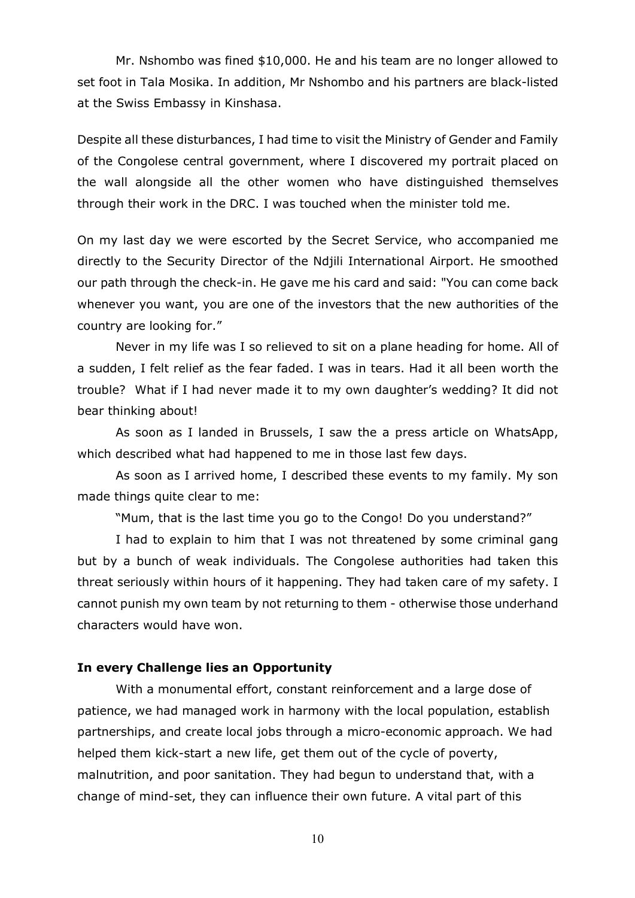Mr. Nshombo was fined \$10,000. He and his team are no longer allowed to set foot in Tala Mosika. In addition, Mr Nshombo and his partners are black-listed at the Swiss Embassy in Kinshasa.

Despite all these disturbances, I had time to visit the Ministry of Gender and Family of the Congolese central government, where I discovered my portrait placed on the wall alongside all the other women who have distinguished themselves through their work in the DRC. I was touched when the minister told me.

On my last day we were escorted by the Secret Service, who accompanied me directly to the Security Director of the Ndjili International Airport. He smoothed our path through the check-in. He gave me his card and said: "You can come back whenever you want, you are one of the investors that the new authorities of the country are looking for."

Never in my life was I so relieved to sit on a plane heading for home. All of a sudden, I felt relief as the fear faded. I was in tears. Had it all been worth the trouble? What if I had never made it to my own daughter's wedding? It did not bear thinking about!

As soon as I landed in Brussels, I saw the a press article on WhatsApp, which described what had happened to me in those last few days.

As soon as I arrived home, I described these events to my family. My son made things quite clear to me:

"Mum, that is the last time you go to the Congo! Do you understand?"

I had to explain to him that I was not threatened by some criminal gang but by a bunch of weak individuals. The Congolese authorities had taken this threat seriously within hours of it happening. They had taken care of my safety. I cannot punish my own team by not returning to them - otherwise those underhand characters would have won.

**In every Challenge lies an Opportunity**

With a monumental effort, constant reinforcement and a large dose of patience, we had managed work in harmony with the local population, establish partnerships, and create local jobs through a micro-economic approach. We had helped them kick-start a new life, get them out of the cycle of poverty, malnutrition, and poor sanitation. They had begun to understand that, with a change of mind-set, they can influence their own future. A vital part of this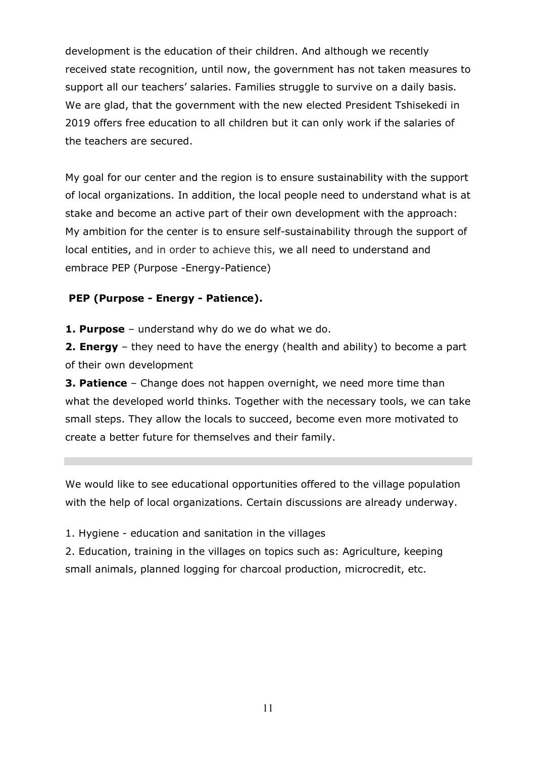development is the education of their children. And although we recently received state recognition, until now, the government has not taken measures to support all our teachers' salaries. Families struggle to survive on a daily basis. We are glad, that the government with the new elected President Tshisekedi in 2019 offers free education to all children but it can only work if the salaries of the teachers are secured.

My goal for our center and the region is to ensure sustainability with the support of local organizations. In addition, the local people need to understand what is at stake and become an active part of their own development with the approach: My ambition for the center is to ensure self-sustainability through the support of local entities, and in order to achieve this, we all need to understand and embrace PEP (Purpose -Energy-Patience)

**PEP (Purpose - Energy - Patience).**

**1. Purpose** – understand why do we do what we do.
**2. Energy** – they need to have the energy (health and ability) to become a part of their own development
**3. Patience** – Change does not happen overnight, we need more time than what the developed world thinks. Together with the necessary tools, we can take small steps. They allow the locals to succeed, become even more motivated to create a better future for themselves and their family.

---

We would like to see educational opportunities offered to the village population with the help of local organizations. Certain discussions are already underway.

1. Hygiene - education and sanitation in the villages
2. Education, training in the villages on topics such as: Agriculture, keeping small animals, planned logging for charcoal production, microcredit, etc.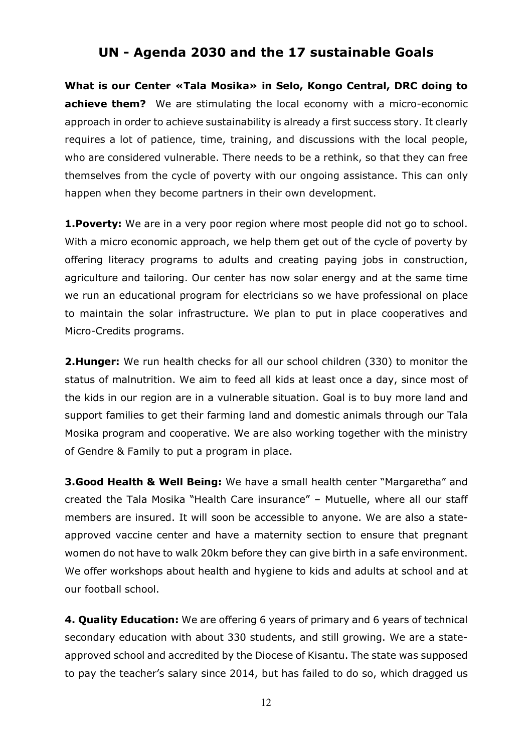## UN - Agenda 2030 and the 17 sustainable Goals

**What is our Center «Tala Mosika» in Selo, Kongo Central, DRC doing to achieve them?** We are stimulating the local economy with a micro-economic approach in order to achieve sustainability is already a first success story. It clearly requires a lot of patience, time, training, and discussions with the local people, who are considered vulnerable. There needs to be a rethink, so that they can free themselves from the cycle of poverty with our ongoing assistance. This can only happen when they become partners in their own development.

**1.Poverty:** We are in a very poor region where most people did not go to school. With a micro economic approach, we help them get out of the cycle of poverty by offering literacy programs to adults and creating paying jobs in construction, agriculture and tailoring. Our center has now solar energy and at the same time we run an educational program for electricians so we have professional on place to maintain the solar infrastructure. We plan to put in place cooperatives and Micro-Credits programs.

**2.Hunger:** We run health checks for all our school children (330) to monitor the status of malnutrition. We aim to feed all kids at least once a day, since most of the kids in our region are in a vulnerable situation. Goal is to buy more land and support families to get their farming land and domestic animals through our Tala Mosika program and cooperative. We are also working together with the ministry of Gendre & Family to put a program in place.

**3.Good Health & Well Being:** We have a small health center "Margaretha" and created the Tala Mosika "Health Care insurance" – Mutuelle, where all our staff members are insured. It will soon be accessible to anyone. We are also a state-approved vaccine center and have a maternity section to ensure that pregnant women do not have to walk 20km before they can give birth in a safe environment. We offer workshops about health and hygiene to kids and adults at school and at our football school.

**4. Quality Education:** We are offering 6 years of primary and 6 years of technical secondary education with about 330 students, and still growing. We are a state-approved school and accredited by the Diocese of Kisantu. The state was supposed to pay the teacher's salary since 2014, but has failed to do so, which dragged us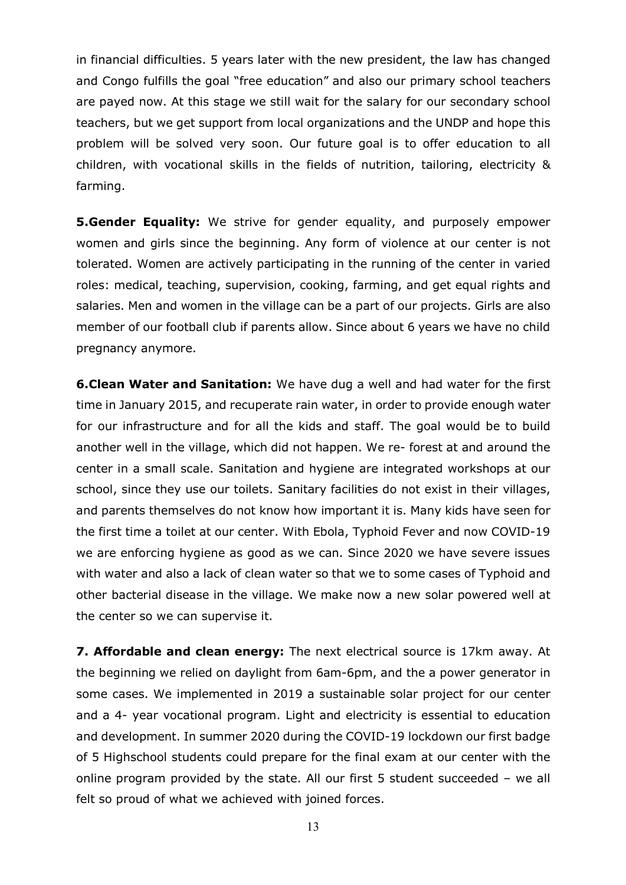in financial difficulties. 5 years later with the new president, the law has changed and Congo fulfills the goal "free education" and also our primary school teachers are payed now. At this stage we still wait for the salary for our secondary school teachers, but we get support from local organizations and the UNDP and hope this problem will be solved very soon. Our future goal is to offer education to all children, with vocational skills in the fields of nutrition, tailoring, electricity & farming.

**5.Gender Equality:** We strive for gender equality, and purposely empower women and girls since the beginning. Any form of violence at our center is not tolerated. Women are actively participating in the running of the center in varied roles: medical, teaching, supervision, cooking, farming, and get equal rights and salaries. Men and women in the village can be a part of our projects. Girls are also member of our football club if parents allow. Since about 6 years we have no child pregnancy anymore.

**6.Clean Water and Sanitation:** We have dug a well and had water for the first time in January 2015, and recuperate rain water, in order to provide enough water for our infrastructure and for all the kids and staff. The goal would be to build another well in the village, which did not happen. We re- forest at and around the center in a small scale. Sanitation and hygiene are integrated workshops at our school, since they use our toilets. Sanitary facilities do not exist in their villages, and parents themselves do not know how important it is. Many kids have seen for the first time a toilet at our center. With Ebola, Typhoid Fever and now COVID-19 we are enforcing hygiene as good as we can. Since 2020 we have severe issues with water and also a lack of clean water so that we to some cases of Typhoid and other bacterial disease in the village. We make now a new solar powered well at the center so we can supervise it.

**7. Affordable and clean energy:** The next electrical source is 17km away. At the beginning we relied on daylight from 6am-6pm, and the a power generator in some cases. We implemented in 2019 a sustainable solar project for our center and a 4- year vocational program. Light and electricity is essential to education and development. In summer 2020 during the COVID-19 lockdown our first badge of 5 Highschool students could prepare for the final exam at our center with the online program provided by the state. All our first 5 student succeeded – we all felt so proud of what we achieved with joined forces.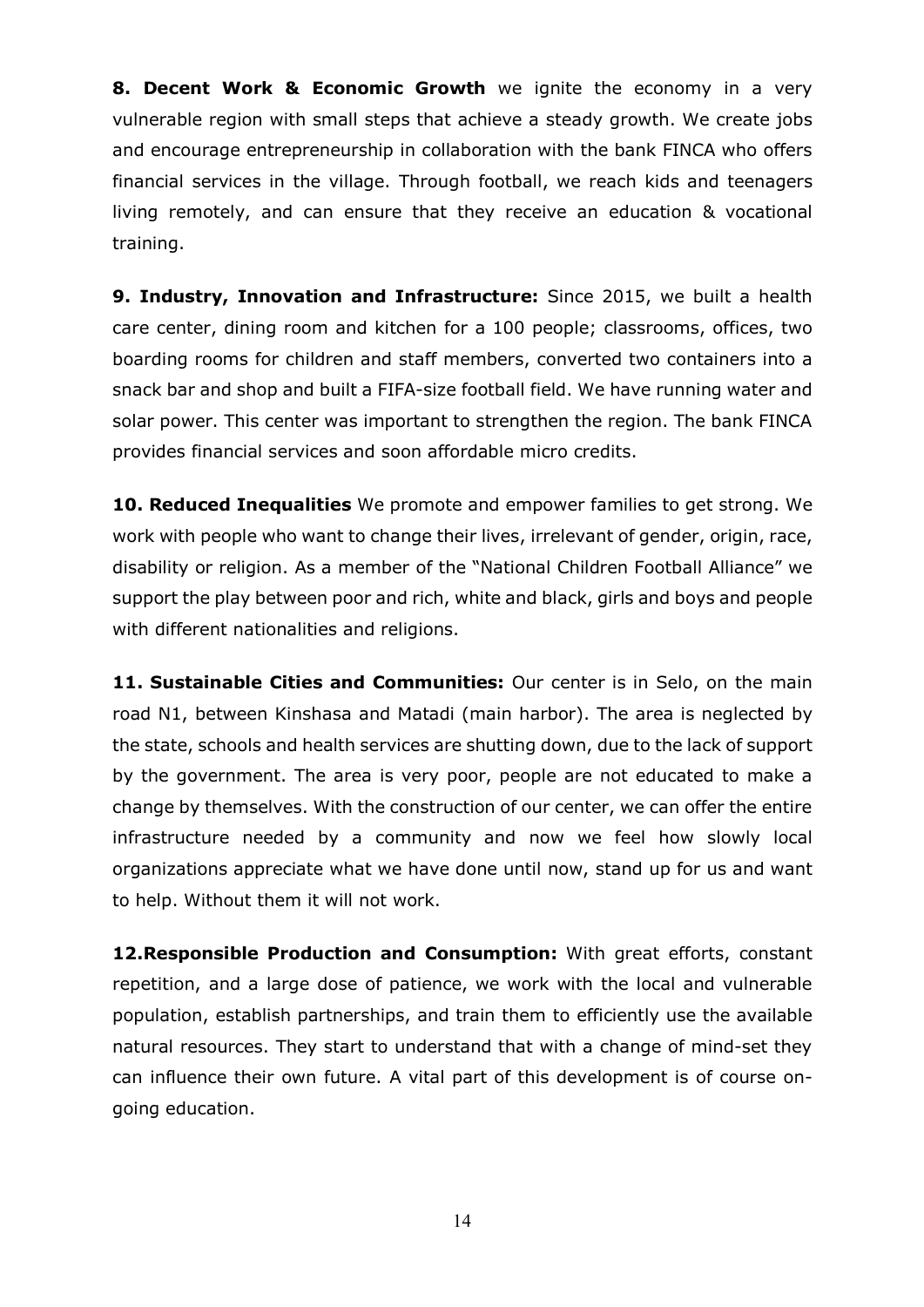**8. Decent Work & Economic Growth** we ignite the economy in a very vulnerable region with small steps that achieve a steady growth. We create jobs and encourage entrepreneurship in collaboration with the bank FINCA who offers financial services in the village. Through football, we reach kids and teenagers living remotely, and can ensure that they receive an education & vocational training.

**9. Industry, Innovation and Infrastructure:** Since 2015, we built a health care center, dining room and kitchen for a 100 people; classrooms, offices, two boarding rooms for children and staff members, converted two containers into a snack bar and shop and built a FIFA-size football field. We have running water and solar power. This center was important to strengthen the region. The bank FINCA provides financial services and soon affordable micro credits.

**10. Reduced Inequalities** We promote and empower families to get strong. We work with people who want to change their lives, irrelevant of gender, origin, race, disability or religion. As a member of the "National Children Football Alliance" we support the play between poor and rich, white and black, girls and boys and people with different nationalities and religions.

**11. Sustainable Cities and Communities:** Our center is in Selo, on the main road N1, between Kinshasa and Matadi (main harbor). The area is neglected by the state, schools and health services are shutting down, due to the lack of support by the government. The area is very poor, people are not educated to make a change by themselves. With the construction of our center, we can offer the entire infrastructure needed by a community and now we feel how slowly local organizations appreciate what we have done until now, stand up for us and want to help. Without them it will not work.

**12.Responsible Production and Consumption:** With great efforts, constant repetition, and a large dose of patience, we work with the local and vulnerable population, establish partnerships, and train them to efficiently use the available natural resources. They start to understand that with a change of mind-set they can influence their own future. A vital part of this development is of course on-going education.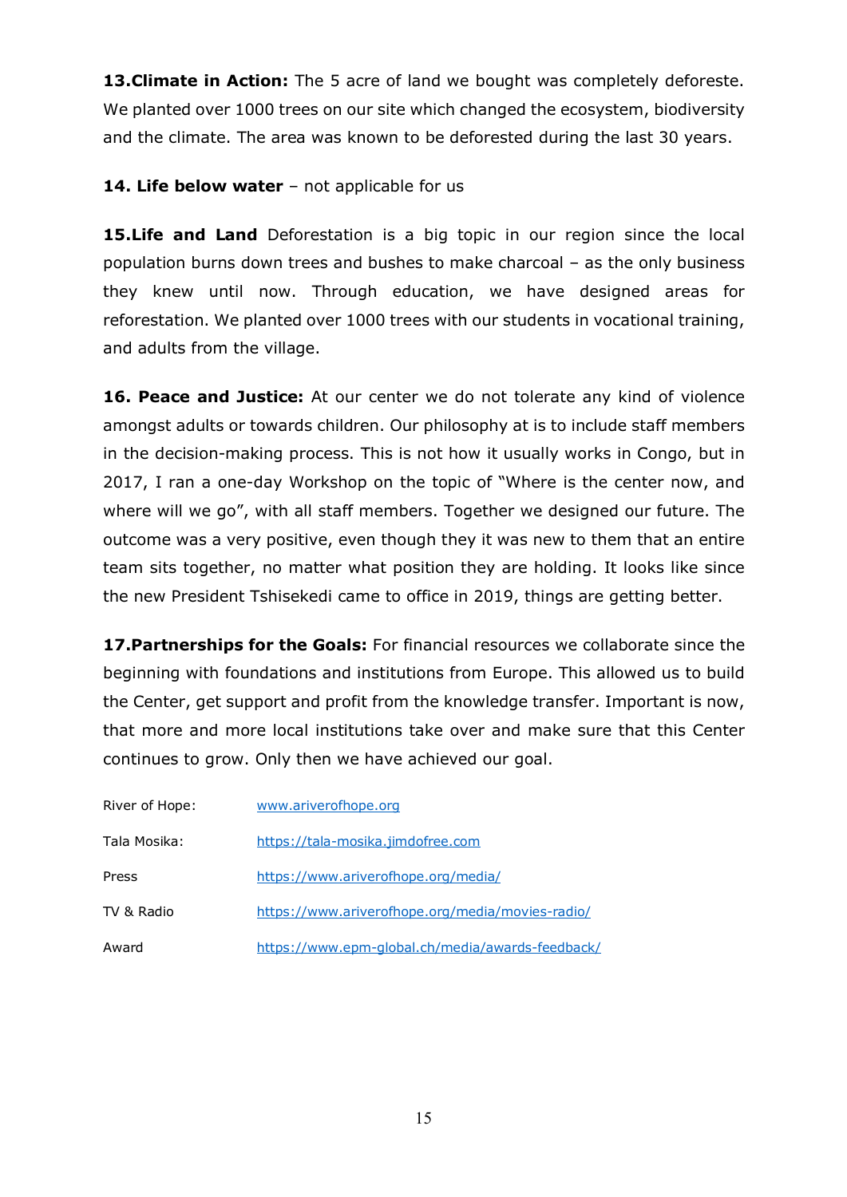**13.Climate in Action:** The 5 acre of land we bought was completely deforeste. We planted over 1000 trees on our site which changed the ecosystem, biodiversity and the climate. The area was known to be deforested during the last 30 years.

**14. Life below water** – not applicable for us

**15.Life and Land** Deforestation is a big topic in our region since the local population burns down trees and bushes to make charcoal – as the only business they knew until now. Through education, we have designed areas for reforestation. We planted over 1000 trees with our students in vocational training, and adults from the village.

**16. Peace and Justice:** At our center we do not tolerate any kind of violence amongst adults or towards children. Our philosophy at is to include staff members in the decision-making process. This is not how it usually works in Congo, but in 2017, I ran a one-day Workshop on the topic of "Where is the center now, and where will we go", with all staff members. Together we designed our future. The outcome was a very positive, even though they it was new to them that an entire team sits together, no matter what position they are holding. It looks like since the new President Tshisekedi came to office in 2019, things are getting better.

**17.Partnerships for the Goals:** For financial resources we collaborate since the beginning with foundations and institutions from Europe. This allowed us to build the Center, get support and profit from the knowledge transfer. Important is now, that more and more local institutions take over and make sure that this Center continues to grow. Only then we have achieved our goal.

| | |
|---|---|
| River of Hope: | www.ariverofhope.org |
| Tala Mosika: | https://tala-mosika.jimdofree.com |
| Press | https://www.ariverofhope.org/media/ |
| TV & Radio | https://www.ariverofhope.org/media/movies-radio/ |
| Award | https://www.epm-global.ch/media/awards-feedback/ |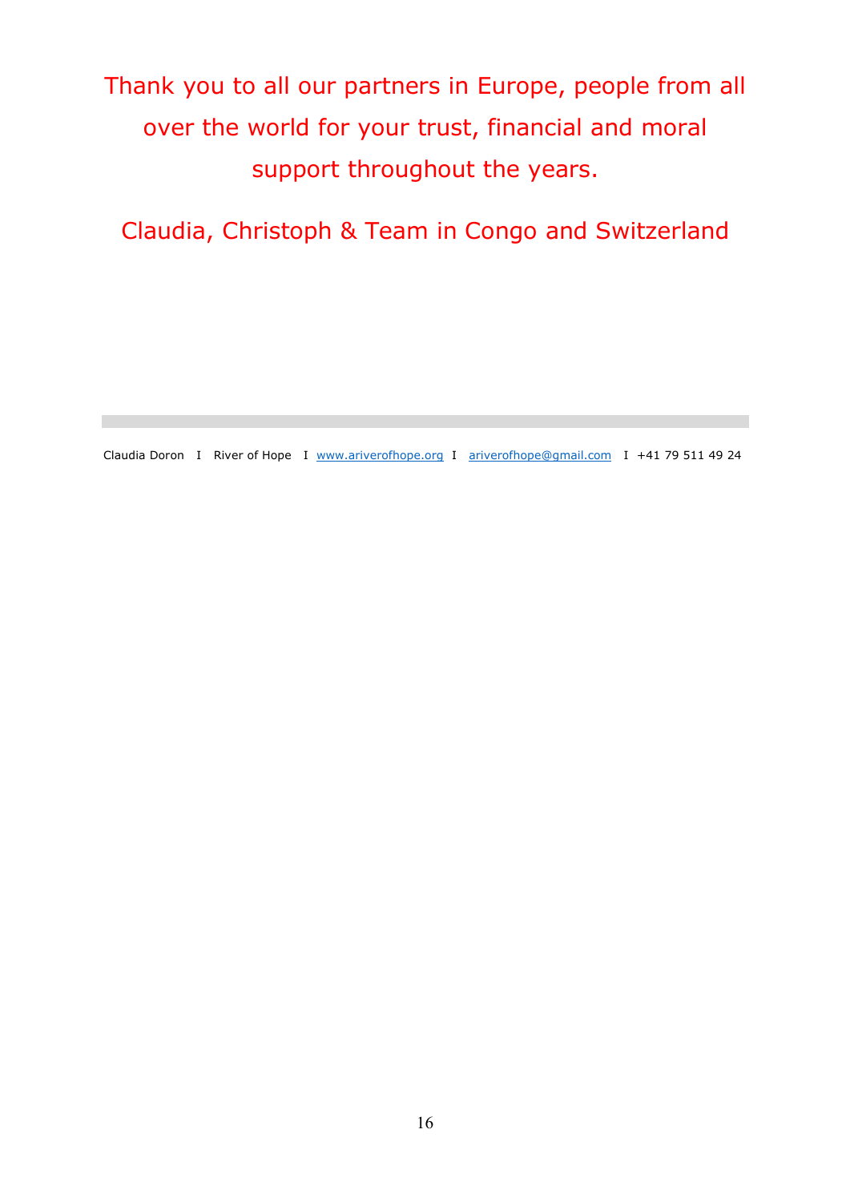Thank you to all our partners in Europe, people from all over the world for your trust, financial and moral support throughout the years.

Claudia, Christoph & Team in Congo and Switzerland

---

Claudia Doron I River of Hope I www.ariverofhope.org I ariverofhope@gmail.com I +41 79 511 49 24